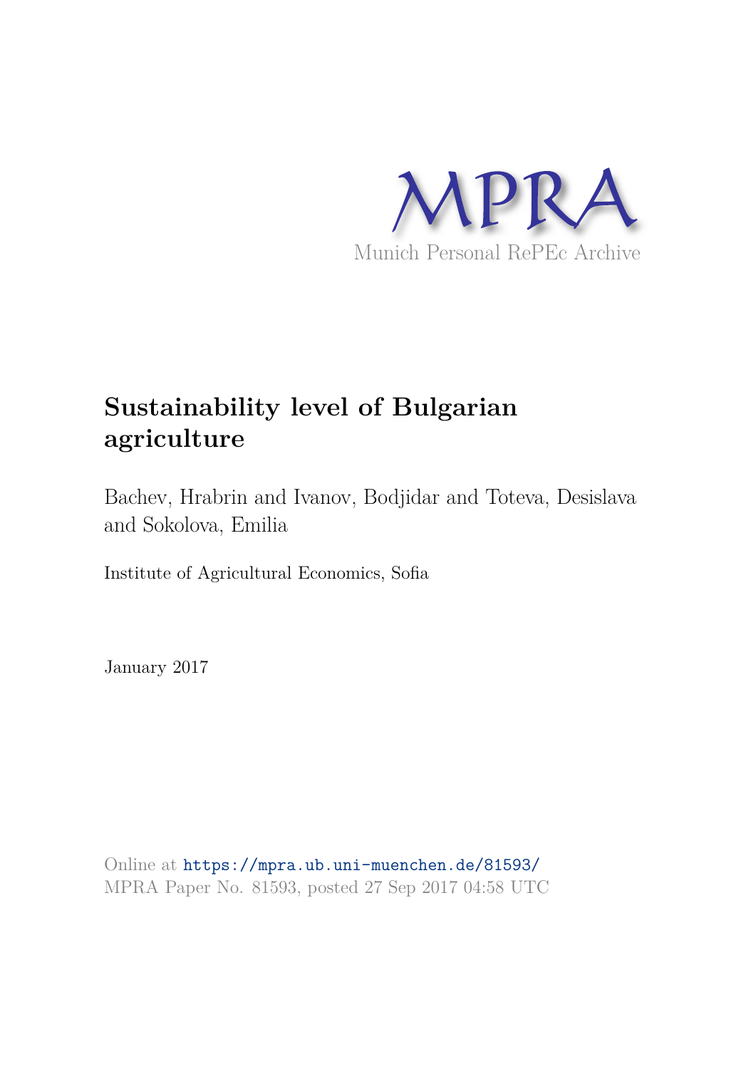MPRA

Munich Personal RePEc Archive

# Sustainability level of Bulgarian agriculture

Bachev, Hrabrin and Ivanov, Bodjidar and Toteva, Desislava and Sokolova, Emilia

Institute of Agricultural Economics, Sofia

January 2017

Online at https://mpra.ub.uni-muenchen.de/81593/
MPRA Paper No. 81593, posted 27 Sep 2017 04:58 UTC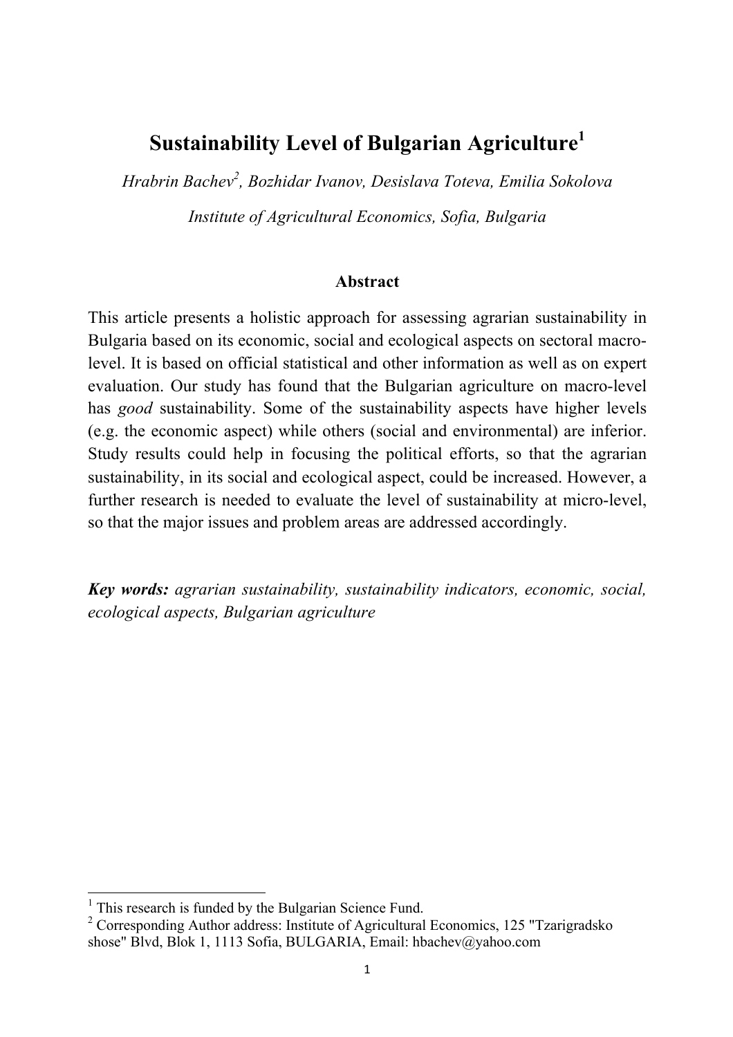# Sustainability Level of Bulgarian Agriculture[1]

*Hrabrin Bachev[2], Bozhidar Ivanov, Desislava Toteva, Emilia Sokolova*

*Institute of Agricultural Economics, Sofia, Bulgaria*

## Abstract

This article presents a holistic approach for assessing agrarian sustainability in Bulgaria based on its economic, social and ecological aspects on sectoral macro-level. It is based on official statistical and other information as well as on expert evaluation. Our study has found that the Bulgarian agriculture on macro-level has *good* sustainability. Some of the sustainability aspects have higher levels (e.g. the economic aspect) while others (social and environmental) are inferior. Study results could help in focusing the political efforts, so that the agrarian sustainability, in its social and ecological aspect, could be increased. However, a further research is needed to evaluate the level of sustainability at micro-level, so that the major issues and problem areas are addressed accordingly.

***Key words:*** *agrarian sustainability, sustainability indicators, economic, social, ecological aspects, Bulgarian agriculture*

---

[1] This research is funded by the Bulgarian Science Fund.

[2] Corresponding Author address: Institute of Agricultural Economics, 125 "Tzarigradsko shose" Blvd, Blok 1, 1113 Sofia, BULGARIA, Email: hbachev@yahoo.com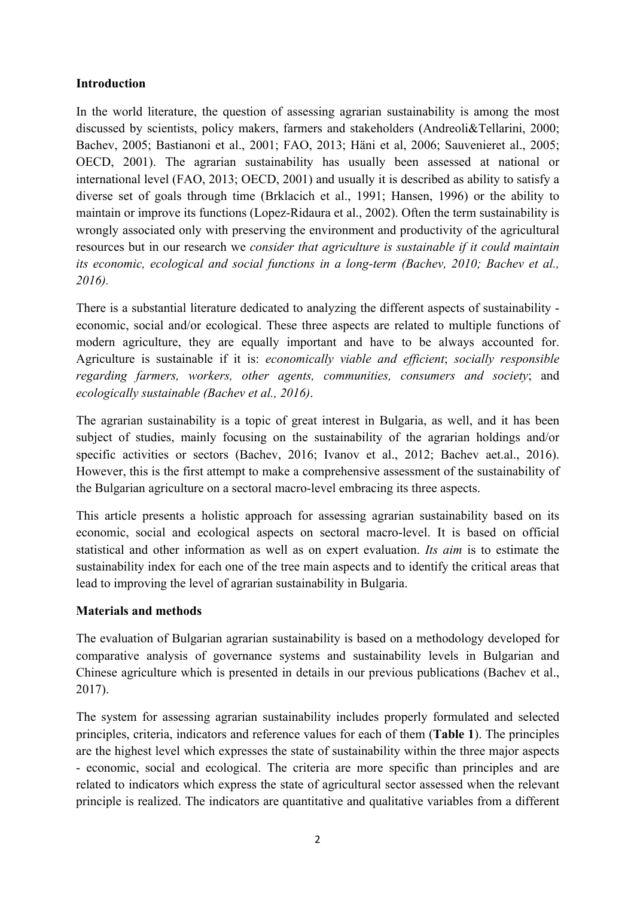## Introduction

In the world literature, the question of assessing agrarian sustainability is among the most discussed by scientists, policy makers, farmers and stakeholders (Andreoli&Tellarini, 2000; Bachev, 2005; Bastianoni et al., 2001; FAO, 2013; Häni et al, 2006; Sauvenieret al., 2005; OECD, 2001). The agrarian sustainability has usually been assessed at national or international level (FAO, 2013; OECD, 2001) and usually it is described as ability to satisfy a diverse set of goals through time (Brklacich et al., 1991; Hansen, 1996) or the ability to maintain or improve its functions (Lopez-Ridaura et al., 2002). Often the term sustainability is wrongly associated only with preserving the environment and productivity of the agricultural resources but in our research we *consider that agriculture is sustainable if it could maintain its economic, ecological and social functions in a long-term (Bachev, 2010; Bachev et al., 2016).*

There is a substantial literature dedicated to analyzing the different aspects of sustainability - economic, social and/or ecological. These three aspects are related to multiple functions of modern agriculture, they are equally important and have to be always accounted for. Agriculture is sustainable if it is: *economically viable and efficient*; *socially responsible regarding farmers, workers, other agents, communities, consumers and society*; and *ecologically sustainable (Bachev et al., 2016)*.

The agrarian sustainability is a topic of great interest in Bulgaria, as well, and it has been subject of studies, mainly focusing on the sustainability of the agrarian holdings and/or specific activities or sectors (Bachev, 2016; Ivanov et al., 2012; Bachev aet.al., 2016). However, this is the first attempt to make a comprehensive assessment of the sustainability of the Bulgarian agriculture on a sectoral macro-level embracing its three aspects.

This article presents a holistic approach for assessing agrarian sustainability based on its economic, social and ecological aspects on sectoral macro-level. It is based on official statistical and other information as well as on expert evaluation. *Its aim* is to estimate the sustainability index for each one of the tree main aspects and to identify the critical areas that lead to improving the level of agrarian sustainability in Bulgaria.

## Materials and methods

The evaluation of Bulgarian agrarian sustainability is based on a methodology developed for comparative analysis of governance systems and sustainability levels in Bulgarian and Chinese agriculture which is presented in details in our previous publications (Bachev et al., 2017).

The system for assessing agrarian sustainability includes properly formulated and selected principles, criteria, indicators and reference values for each of them (**Table 1**). The principles are the highest level which expresses the state of sustainability within the three major aspects - economic, social and ecological. The criteria are more specific than principles and are related to indicators which express the state of agricultural sector assessed when the relevant principle is realized. The indicators are quantitative and qualitative variables from a different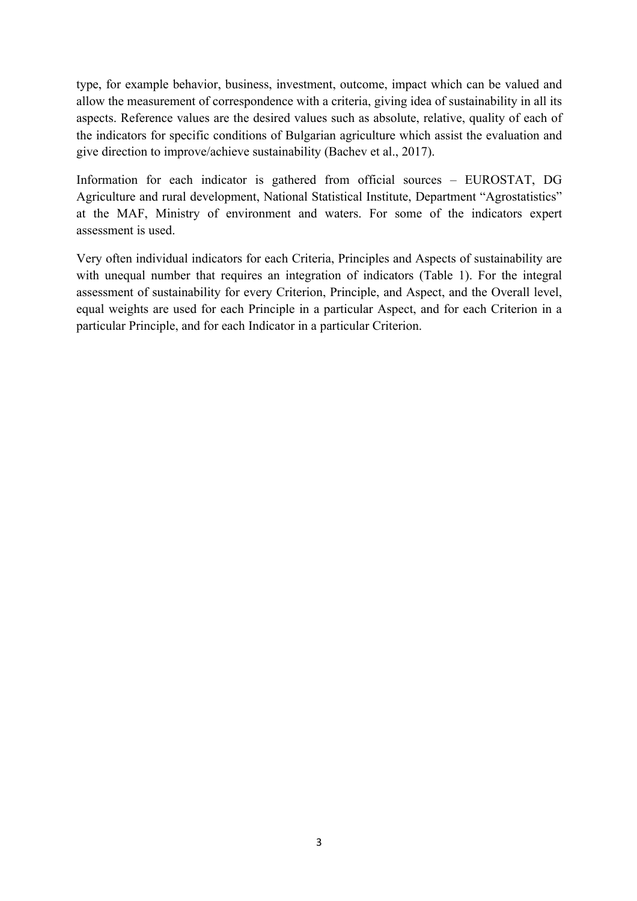type, for example behavior, business, investment, outcome, impact which can be valued and allow the measurement of correspondence with a criteria, giving idea of sustainability in all its aspects. Reference values are the desired values such as absolute, relative, quality of each of the indicators for specific conditions of Bulgarian agriculture which assist the evaluation and give direction to improve/achieve sustainability (Bachev et al., 2017).

Information for each indicator is gathered from official sources – EUROSTAT, DG Agriculture and rural development, National Statistical Institute, Department "Agrostatistics" at the MAF, Ministry of environment and waters. For some of the indicators expert assessment is used.

Very often individual indicators for each Criteria, Principles and Aspects of sustainability are with unequal number that requires an integration of indicators (Table 1). For the integral assessment of sustainability for every Criterion, Principle, and Aspect, and the Overall level, equal weights are used for each Principle in a particular Aspect, and for each Criterion in a particular Principle, and for each Indicator in a particular Criterion.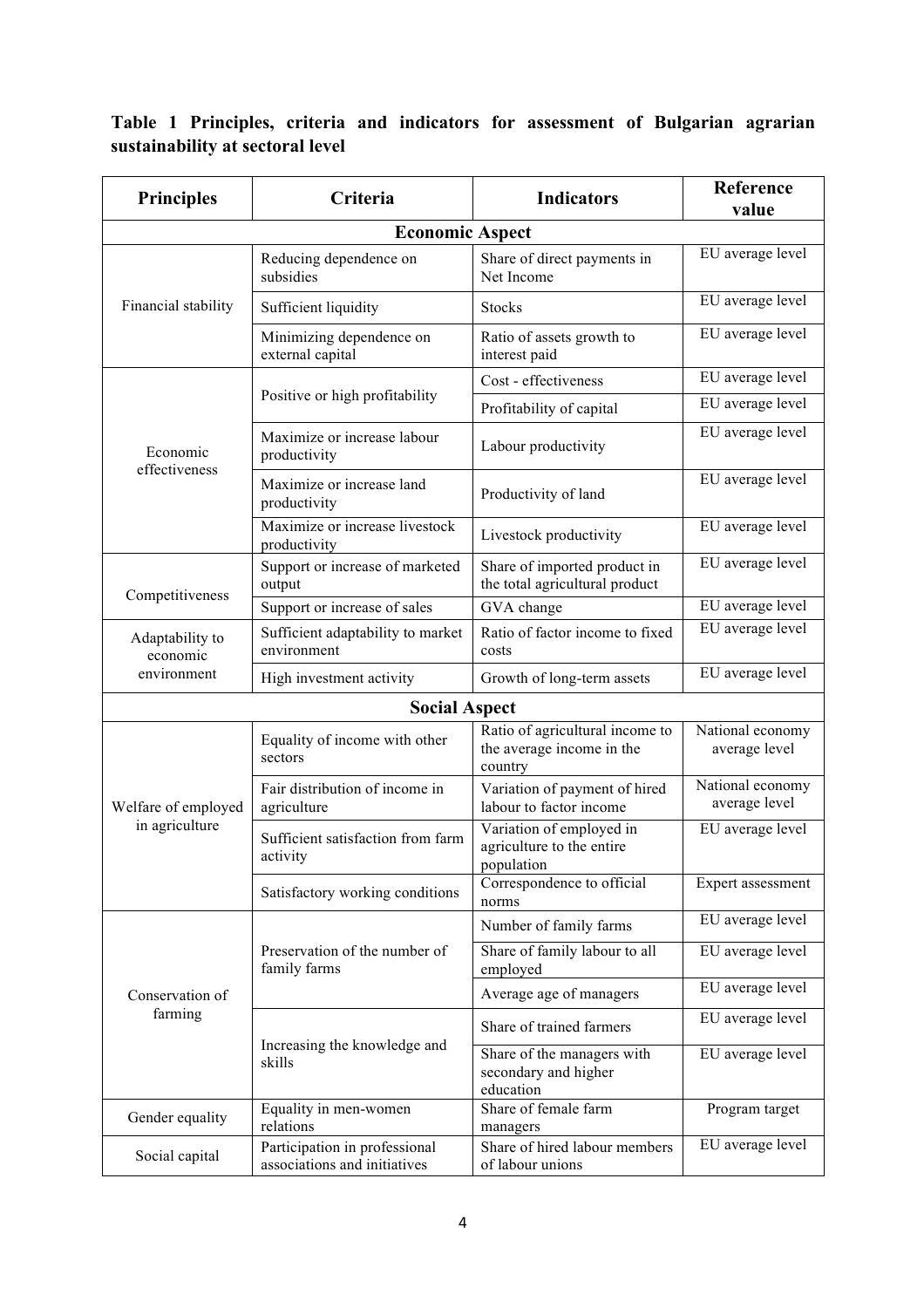**Table 1 Principles, criteria and indicators for assessment of Bulgarian agrarian sustainability at sectoral level**

| Principles | Criteria | Indicators | Reference value |
|---|---|---|---|
| **Economic Aspect** | | | |
| Financial stability | Reducing dependence on subsidies | Share of direct payments in Net Income | EU average level |
| | Sufficient liquidity | Stocks | EU average level |
| | Minimizing dependence on external capital | Ratio of assets growth to interest paid | EU average level |
| Economic effectiveness | Positive or high profitability | Cost - effectiveness | EU average level |
| | | Profitability of capital | EU average level |
| | Maximize or increase labour productivity | Labour productivity | EU average level |
| | Maximize or increase land productivity | Productivity of land | EU average level |
| | Maximize or increase livestock productivity | Livestock productivity | EU average level |
| Competitiveness | Support or increase of marketed output | Share of imported product in the total agricultural product | EU average level |
| | Support or increase of sales | GVA change | EU average level |
| Adaptability to economic environment | Sufficient adaptability to market environment | Ratio of factor income to fixed costs | EU average level |
| | High investment activity | Growth of long-term assets | EU average level |
| **Social Aspect** | | | |
| Welfare of employed in agriculture | Equality of income with other sectors | Ratio of agricultural income to the average income in the country | National economy average level |
| | Fair distribution of income in agriculture | Variation of payment of hired labour to factor income | National economy average level |
| | Sufficient satisfaction from farm activity | Variation of employed in agriculture to the entire population | EU average level |
| | Satisfactory working conditions | Correspondence to official norms | Expert assessment |
| Conservation of farming | Preservation of the number of family farms | Number of family farms | EU average level |
| | | Share of family labour to all employed | EU average level |
| | | Average age of managers | EU average level |
| | Increasing the knowledge and skills | Share of trained farmers | EU average level |
| | | Share of the managers with secondary and higher education | EU average level |
| Gender equality | Equality in men-women relations | Share of female farm managers | Program target |
| Social capital | Participation in professional associations and initiatives | Share of hired labour members of labour unions | EU average level |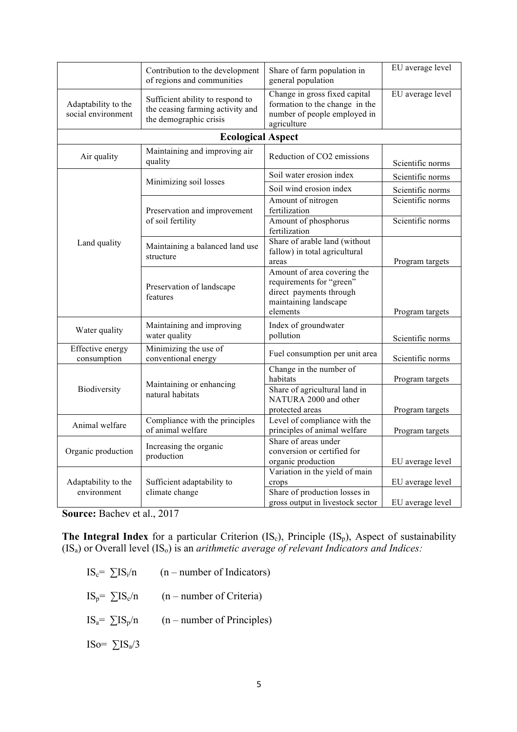| | | | |
|---|---|---|---|
| | Contribution to the development of regions and communities | Share of farm population in general population | EU average level |
| Adaptability to the social environment | Sufficient ability to respond to the ceasing farming activity and the demographic crisis | Change in gross fixed capital formation to the change in the number of people employed in agriculture | EU average level |
| **Ecological Aspect** | | | |
| Air quality | Maintaining and improving air quality | Reduction of CO2 emissions | Scientific norms |
| Land quality | Minimizing soil losses | Soil water erosion index | Scientific norms |
| | | Soil wind erosion index | Scientific norms |
| | Preservation and improvement of soil fertility | Amount of nitrogen fertilization | Scientific norms |
| | | Amount of phosphorus fertilization | Scientific norms |
| | Maintaining a balanced land use structure | Share of arable land (without fallow) in total agricultural areas | Program targets |
| | Preservation of landscape features | Amount of area covering the requirements for "green" direct payments through maintaining landscape elements | Program targets |
| Water quality | Maintaining and improving water quality | Index of groundwater pollution | Scientific norms |
| Effective energy consumption | Minimizing the use of conventional energy | Fuel consumption per unit area | Scientific norms |
| Biodiversity | Maintaining or enhancing natural habitats | Change in the number of habitats | Program targets |
| | | Share of agricultural land in NATURA 2000 and other protected areas | Program targets |
| Animal welfare | Compliance with the principles of animal welfare | Level of compliance with the principles of animal welfare | Program targets |
| Organic production | Increasing the organic production | Share of areas under conversion or certified for organic production | EU average level |
| Adaptability to the environment | Sufficient adaptability to climate change | Variation in the yield of main crops | EU average level |
| | | Share of production losses in gross output in livestock sector | EU average level |

**Source:** Bachev et al., 2017

**The Integral Index** for a particular Criterion ($IS_c$), Principle ($IS_p$), Aspect of sustainability ($IS_a$) or Overall level ($IS_o$) is an *arithmetic average of relevant Indicators and Indices:*

$IS_c = \sum IS_i/n$ (n – number of Indicators)

$IS_p = \sum IS_c/n$ (n – number of Criteria)

$IS_a = \sum IS_p/n$ (n – number of Principles)

$ISo = \sum IS_a/3$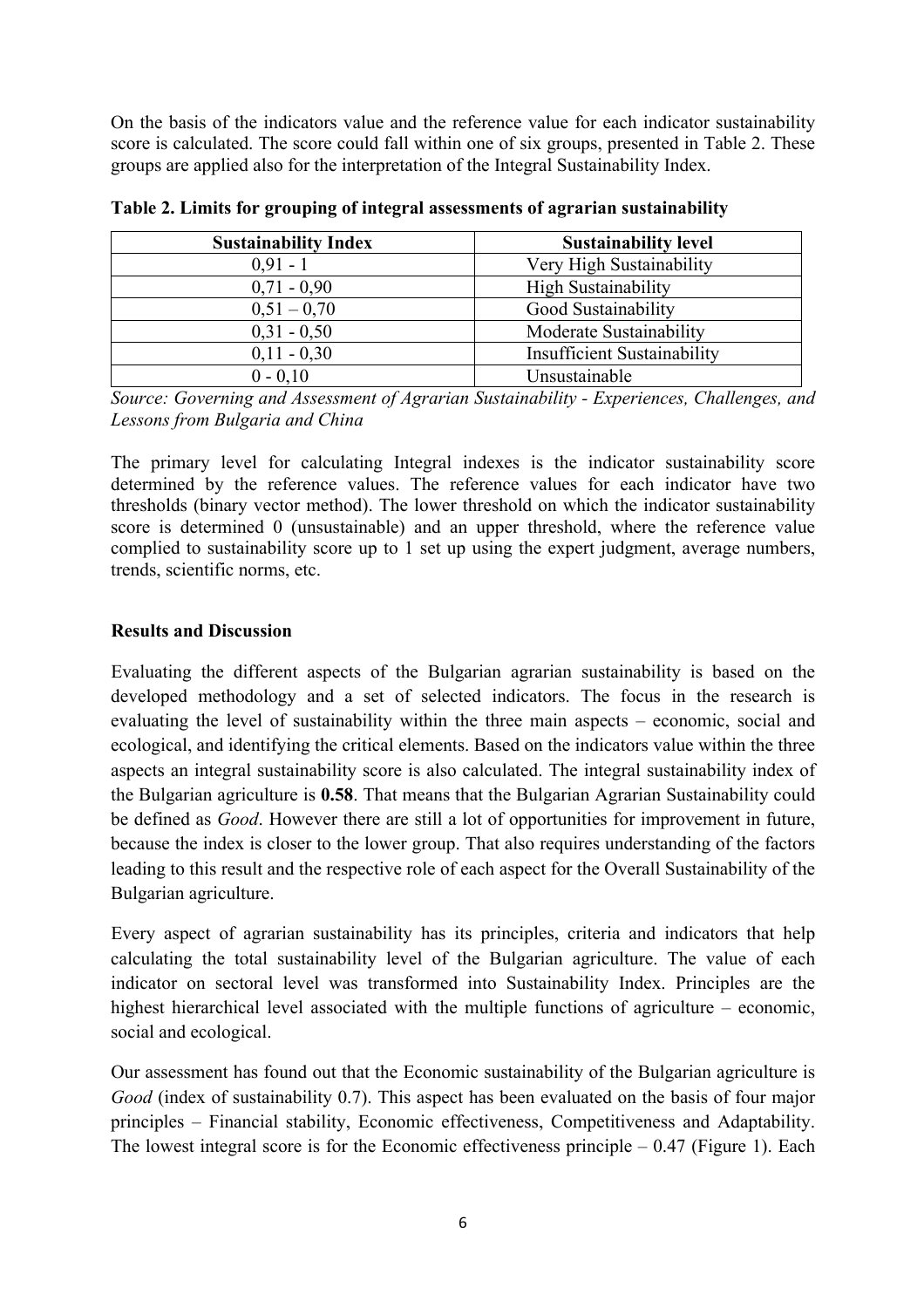On the basis of the indicators value and the reference value for each indicator sustainability score is calculated. The score could fall within one of six groups, presented in Table 2. These groups are applied also for the interpretation of the Integral Sustainability Index.

**Table 2. Limits for grouping of integral assessments of agrarian sustainability**

| Sustainability Index | Sustainability level |
|---|---|
| 0,91 - 1 | Very High Sustainability |
| 0,71 - 0,90 | High Sustainability |
| 0,51 – 0,70 | Good Sustainability |
| 0,31 - 0,50 | Moderate Sustainability |
| 0,11 - 0,30 | Insufficient Sustainability |
| 0 - 0,10 | Unsustainable |

*Source: Governing and Assessment of Agrarian Sustainability - Experiences, Challenges, and Lessons from Bulgaria and China*

The primary level for calculating Integral indexes is the indicator sustainability score determined by the reference values. The reference values for each indicator have two thresholds (binary vector method). The lower threshold on which the indicator sustainability score is determined 0 (unsustainable) and an upper threshold, where the reference value complied to sustainability score up to 1 set up using the expert judgment, average numbers, trends, scientific norms, etc.

## Results and Discussion

Evaluating the different aspects of the Bulgarian agrarian sustainability is based on the developed methodology and a set of selected indicators. The focus in the research is evaluating the level of sustainability within the three main aspects – economic, social and ecological, and identifying the critical elements. Based on the indicators value within the three aspects an integral sustainability score is also calculated. The integral sustainability index of the Bulgarian agriculture is **0.58**. That means that the Bulgarian Agrarian Sustainability could be defined as *Good*. However there are still a lot of opportunities for improvement in future, because the index is closer to the lower group. That also requires understanding of the factors leading to this result and the respective role of each aspect for the Overall Sustainability of the Bulgarian agriculture.

Every aspect of agrarian sustainability has its principles, criteria and indicators that help calculating the total sustainability level of the Bulgarian agriculture. The value of each indicator on sectoral level was transformed into Sustainability Index. Principles are the highest hierarchical level associated with the multiple functions of agriculture – economic, social and ecological.

Our assessment has found out that the Economic sustainability of the Bulgarian agriculture is *Good* (index of sustainability 0.7). This aspect has been evaluated on the basis of four major principles – Financial stability, Economic effectiveness, Competitiveness and Adaptability. The lowest integral score is for the Economic effectiveness principle – 0.47 (Figure 1). Each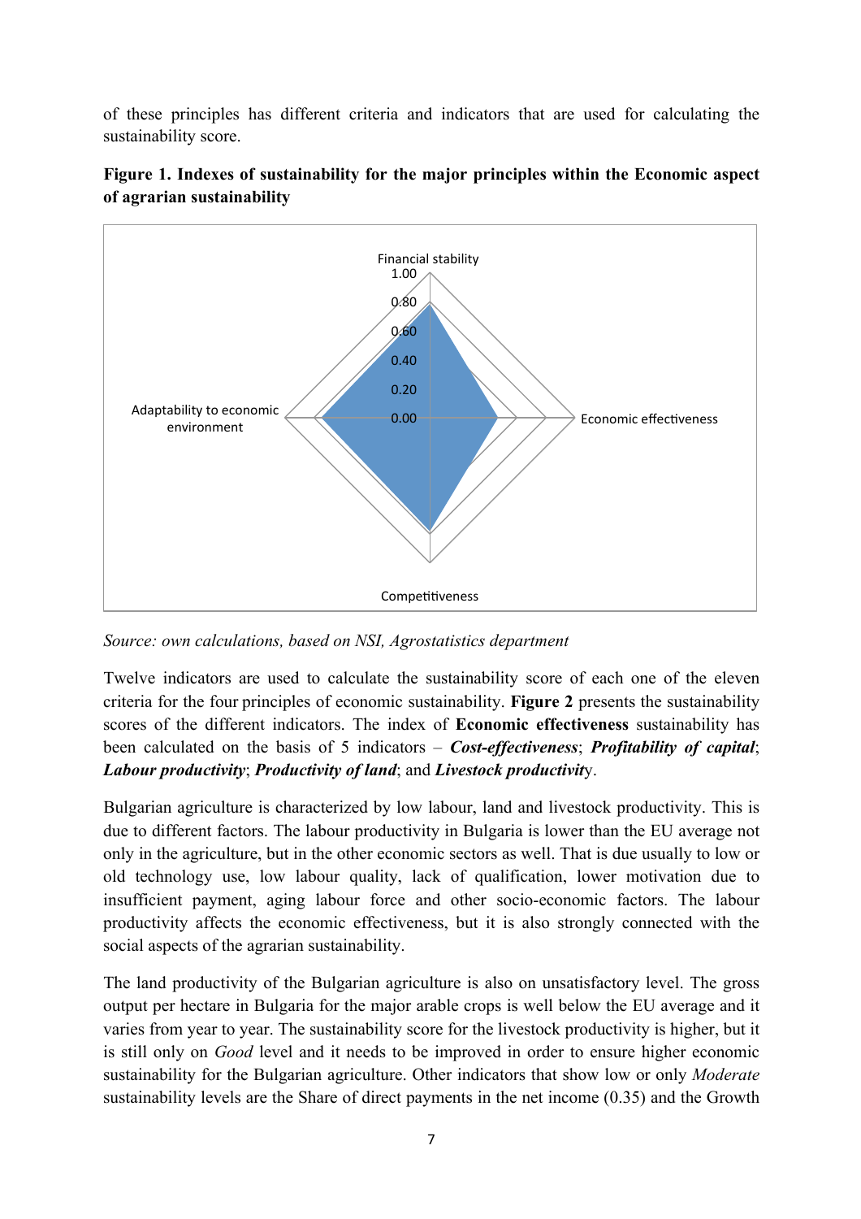of these principles has different criteria and indicators that are used for calculating the sustainability score.

**Figure 1. Indexes of sustainability for the major principles within the Economic aspect of agrarian sustainability**

*Source: own calculations, based on NSI, Agrostatistics department*

Twelve indicators are used to calculate the sustainability score of each one of the eleven criteria for the four principles of economic sustainability. **Figure 2** presents the sustainability scores of the different indicators. The index of **Economic effectiveness** sustainability has been calculated on the basis of 5 indicators – ***Cost-effectiveness***; ***Profitability of capital***; ***Labour productivity***; ***Productivity of land***; and ***Livestock productivit***y.

Bulgarian agriculture is characterized by low labour, land and livestock productivity. This is due to different factors. The labour productivity in Bulgaria is lower than the EU average not only in the agriculture, but in the other economic sectors as well. That is due usually to low or old technology use, low labour quality, lack of qualification, lower motivation due to insufficient payment, aging labour force and other socio-economic factors. The labour productivity affects the economic effectiveness, but it is also strongly connected with the social aspects of the agrarian sustainability.

The land productivity of the Bulgarian agriculture is also on unsatisfactory level. The gross output per hectare in Bulgaria for the major arable crops is well below the EU average and it varies from year to year. The sustainability score for the livestock productivity is higher, but it is still only on *Good* level and it needs to be improved in order to ensure higher economic sustainability for the Bulgarian agriculture. Other indicators that show low or only *Moderate* sustainability levels are the Share of direct payments in the net income (0.35) and the Growth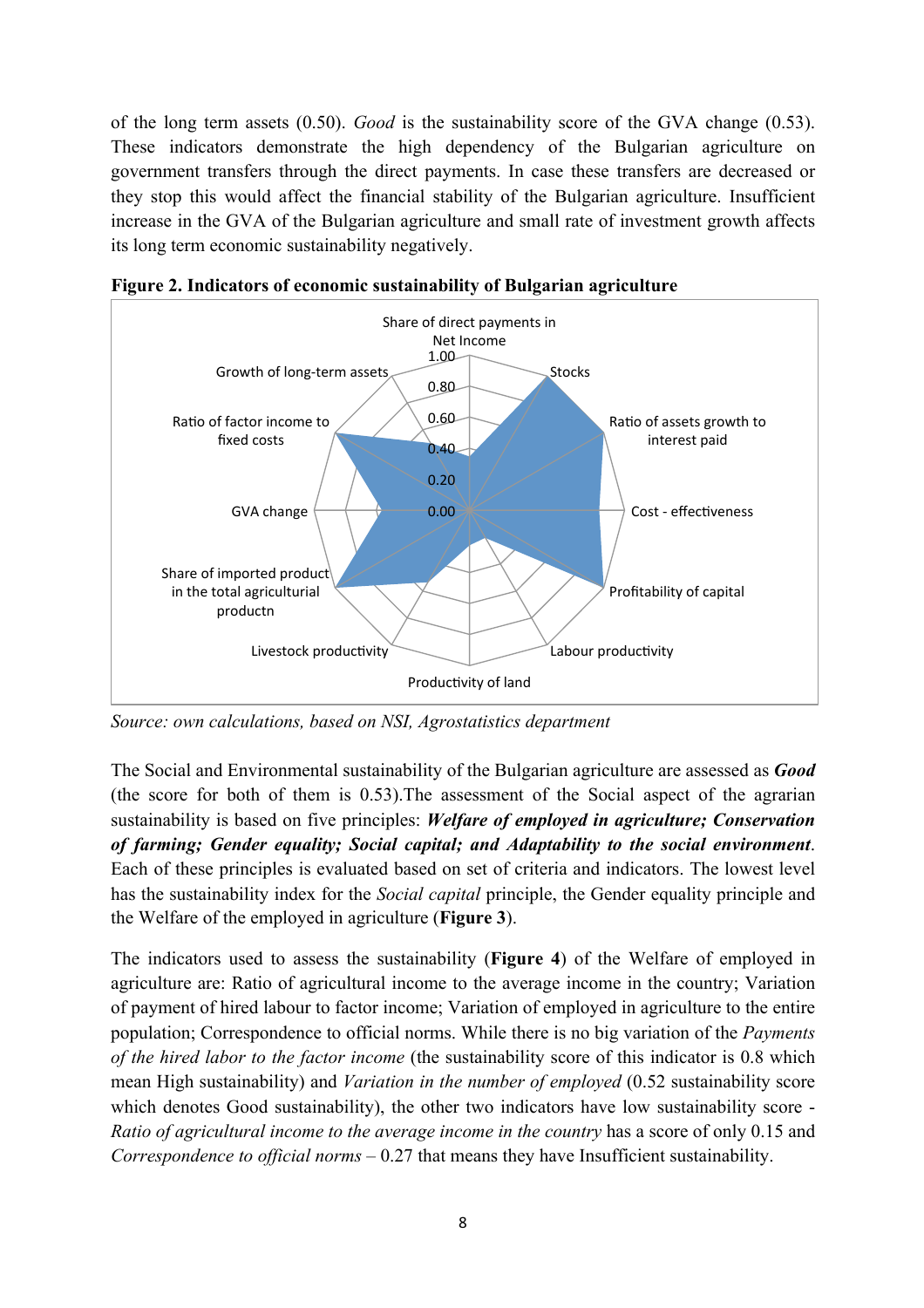of the long term assets (0.50). *Good* is the sustainability score of the GVA change (0.53). These indicators demonstrate the high dependency of the Bulgarian agriculture on government transfers through the direct payments. In case these transfers are decreased or they stop this would affect the financial stability of the Bulgarian agriculture. Insufficient increase in the GVA of the Bulgarian agriculture and small rate of investment growth affects its long term economic sustainability negatively.

**Figure 2. Indicators of economic sustainability of Bulgarian agriculture**

*Source: own calculations, based on NSI, Agrostatistics department*

The Social and Environmental sustainability of the Bulgarian agriculture are assessed as ***Good*** (the score for both of them is 0.53).The assessment of the Social aspect of the agrarian sustainability is based on five principles: ***Welfare of employed in agriculture; Conservation of farming; Gender equality; Social capital; and Adaptability to the social environment***. Each of these principles is evaluated based on set of criteria and indicators. The lowest level has the sustainability index for the *Social capital* principle, the Gender equality principle and the Welfare of the employed in agriculture (**Figure 3**).

The indicators used to assess the sustainability (**Figure 4**) of the Welfare of employed in agriculture are: Ratio of agricultural income to the average income in the country; Variation of payment of hired labour to factor income; Variation of employed in agriculture to the entire population; Correspondence to official norms. While there is no big variation of the *Payments of the hired labor to the factor income* (the sustainability score of this indicator is 0.8 which mean High sustainability) and *Variation in the number of employed* (0.52 sustainability score which denotes Good sustainability), the other two indicators have low sustainability score - *Ratio of agricultural income to the average income in the country* has a score of only 0.15 and *Correspondence to official norms* – 0.27 that means they have Insufficient sustainability.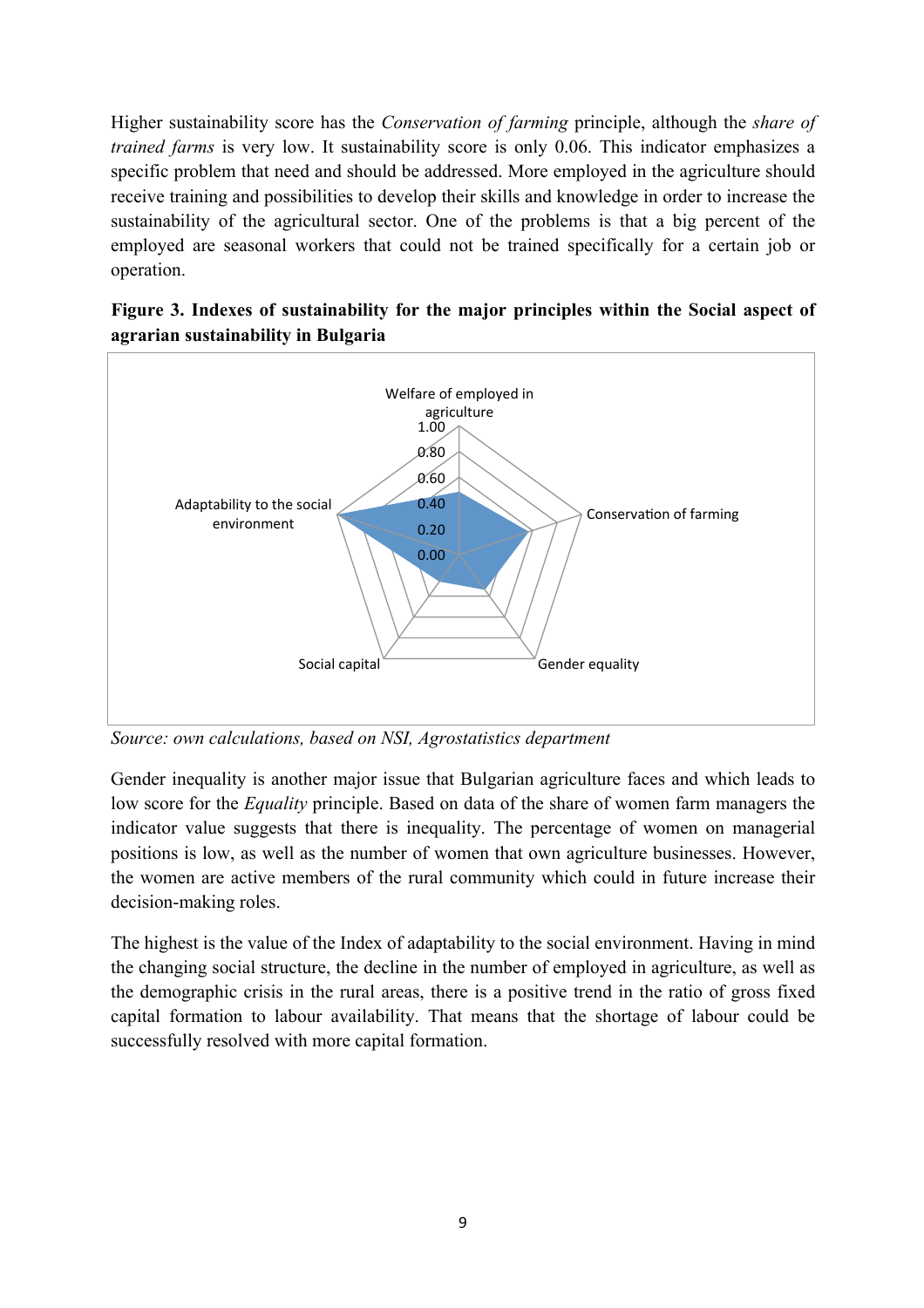Higher sustainability score has the *Conservation of farming* principle, although the *share of trained farms* is very low. It sustainability score is only 0.06. This indicator emphasizes a specific problem that need and should be addressed. More employed in the agriculture should receive training and possibilities to develop their skills and knowledge in order to increase the sustainability of the agricultural sector. One of the problems is that a big percent of the employed are seasonal workers that could not be trained specifically for a certain job or operation.

**Figure 3. Indexes of sustainability for the major principles within the Social aspect of agrarian sustainability in Bulgaria**

*Source: own calculations, based on NSI, Agrostatistics department*

Gender inequality is another major issue that Bulgarian agriculture faces and which leads to low score for the *Equality* principle. Based on data of the share of women farm managers the indicator value suggests that there is inequality. The percentage of women on managerial positions is low, as well as the number of women that own agriculture businesses. However, the women are active members of the rural community which could in future increase their decision-making roles.

The highest is the value of the Index of adaptability to the social environment. Having in mind the changing social structure, the decline in the number of employed in agriculture, as well as the demographic crisis in the rural areas, there is a positive trend in the ratio of gross fixed capital formation to labour availability. That means that the shortage of labour could be successfully resolved with more capital formation.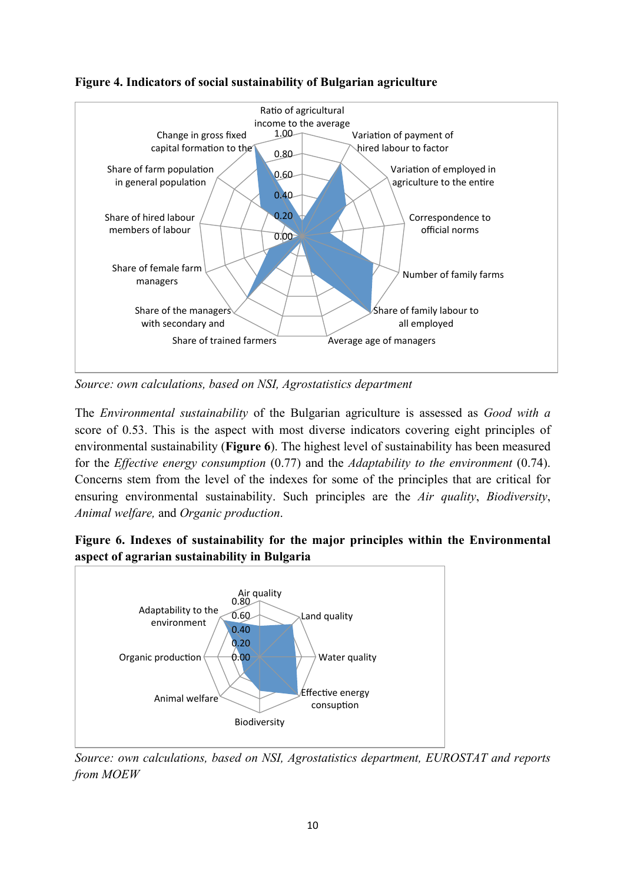**Figure 4. Indicators of social sustainability of Bulgarian agriculture**

*Source: own calculations, based on NSI, Agrostatistics department*

The *Environmental sustainability* of the Bulgarian agriculture is assessed as *Good with a* score of 0.53. This is the aspect with most diverse indicators covering eight principles of environmental sustainability (**Figure 6**). The highest level of sustainability has been measured for the *Effective energy consumption* (0.77) and the *Adaptability to the environment* (0.74). Concerns stem from the level of the indexes for some of the principles that are critical for ensuring environmental sustainability. Such principles are the *Air quality*, *Biodiversity*, *Animal welfare,* and *Organic production*.

**Figure 6. Indexes of sustainability for the major principles within the Environmental aspect of agrarian sustainability in Bulgaria**

*Source: own calculations, based on NSI, Agrostatistics department, EUROSTAT and reports from MOEW*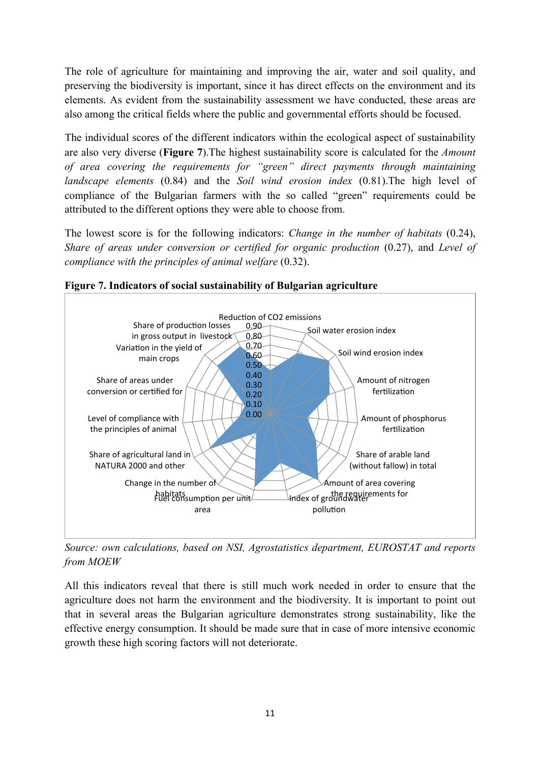The role of agriculture for maintaining and improving the air, water and soil quality, and preserving the biodiversity is important, since it has direct effects on the environment and its elements. As evident from the sustainability assessment we have conducted, these areas are also among the critical fields where the public and governmental efforts should be focused.

The individual scores of the different indicators within the ecological aspect of sustainability are also very diverse (**Figure 7**).The highest sustainability score is calculated for the *Amount of area covering the requirements for "green" direct payments through maintaining landscape elements* (0.84) and the *Soil wind erosion index* (0.81).The high level of compliance of the Bulgarian farmers with the so called "green" requirements could be attributed to the different options they were able to choose from.

The lowest score is for the following indicators: *Change in the number of habitats* (0.24), *Share of areas under conversion or certified for organic production* (0.27), and *Level of compliance with the principles of animal welfare* (0.32).

**Figure 7. Indicators of social sustainability of Bulgarian agriculture**

Reduction of CO2 emissions; Soil water erosion index; Soil wind erosion index; Amount of nitrogen fertilization; Amount of phosphorus fertilization; Share of arable land (without fallow) in total; Amount of area covering the requirements for; Index of groundwater pollution; Fuel consumption per unit area; Change in the number of habitats; Share of agricultural land in NATURA 2000 and other; Level of compliance with the principles of animal; Share of areas under conversion or certified for; Variation in the yield of main crops; Share of production losses in gross output in livestock

0.00 – 0.90

*Source: own calculations, based on NSI, Agrostatistics department, EUROSTAT and reports from MOEW*

All this indicators reveal that there is still much work needed in order to ensure that the agriculture does not harm the environment and the biodiversity. It is important to point out that in several areas the Bulgarian agriculture demonstrates strong sustainability, like the effective energy consumption. It should be made sure that in case of more intensive economic growth these high scoring factors will not deteriorate.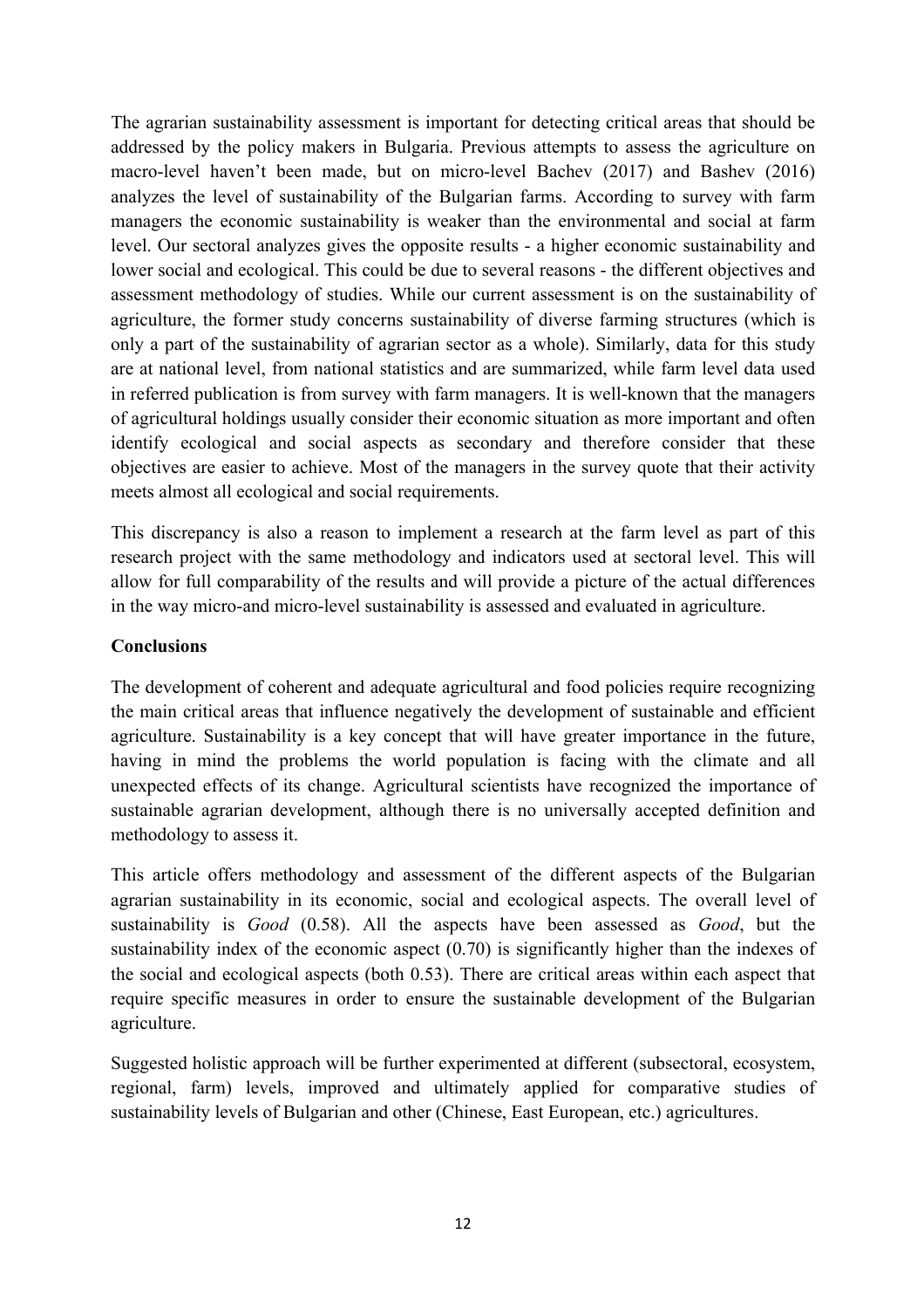The agrarian sustainability assessment is important for detecting critical areas that should be addressed by the policy makers in Bulgaria. Previous attempts to assess the agriculture on macro-level haven't been made, but on micro-level Bachev (2017) and Bashev (2016) analyzes the level of sustainability of the Bulgarian farms. According to survey with farm managers the economic sustainability is weaker than the environmental and social at farm level. Our sectoral analyzes gives the opposite results - a higher economic sustainability and lower social and ecological. This could be due to several reasons - the different objectives and assessment methodology of studies. While our current assessment is on the sustainability of agriculture, the former study concerns sustainability of diverse farming structures (which is only a part of the sustainability of agrarian sector as a whole). Similarly, data for this study are at national level, from national statistics and are summarized, while farm level data used in referred publication is from survey with farm managers. It is well-known that the managers of agricultural holdings usually consider their economic situation as more important and often identify ecological and social aspects as secondary and therefore consider that these objectives are easier to achieve. Most of the managers in the survey quote that their activity meets almost all ecological and social requirements.

This discrepancy is also a reason to implement a research at the farm level as part of this research project with the same methodology and indicators used at sectoral level. This will allow for full comparability of the results and will provide a picture of the actual differences in the way micro-and micro-level sustainability is assessed and evaluated in agriculture.

**Conclusions**

The development of coherent and adequate agricultural and food policies require recognizing the main critical areas that influence negatively the development of sustainable and efficient agriculture. Sustainability is a key concept that will have greater importance in the future, having in mind the problems the world population is facing with the climate and all unexpected effects of its change. Agricultural scientists have recognized the importance of sustainable agrarian development, although there is no universally accepted definition and methodology to assess it.

This article offers methodology and assessment of the different aspects of the Bulgarian agrarian sustainability in its economic, social and ecological aspects. The overall level of sustainability is *Good* (0.58). All the aspects have been assessed as *Good*, but the sustainability index of the economic aspect (0.70) is significantly higher than the indexes of the social and ecological aspects (both 0.53). There are critical areas within each aspect that require specific measures in order to ensure the sustainable development of the Bulgarian agriculture.

Suggested holistic approach will be further experimented at different (subsectoral, ecosystem, regional, farm) levels, improved and ultimately applied for comparative studies of sustainability levels of Bulgarian and other (Chinese, East European, etc.) agricultures.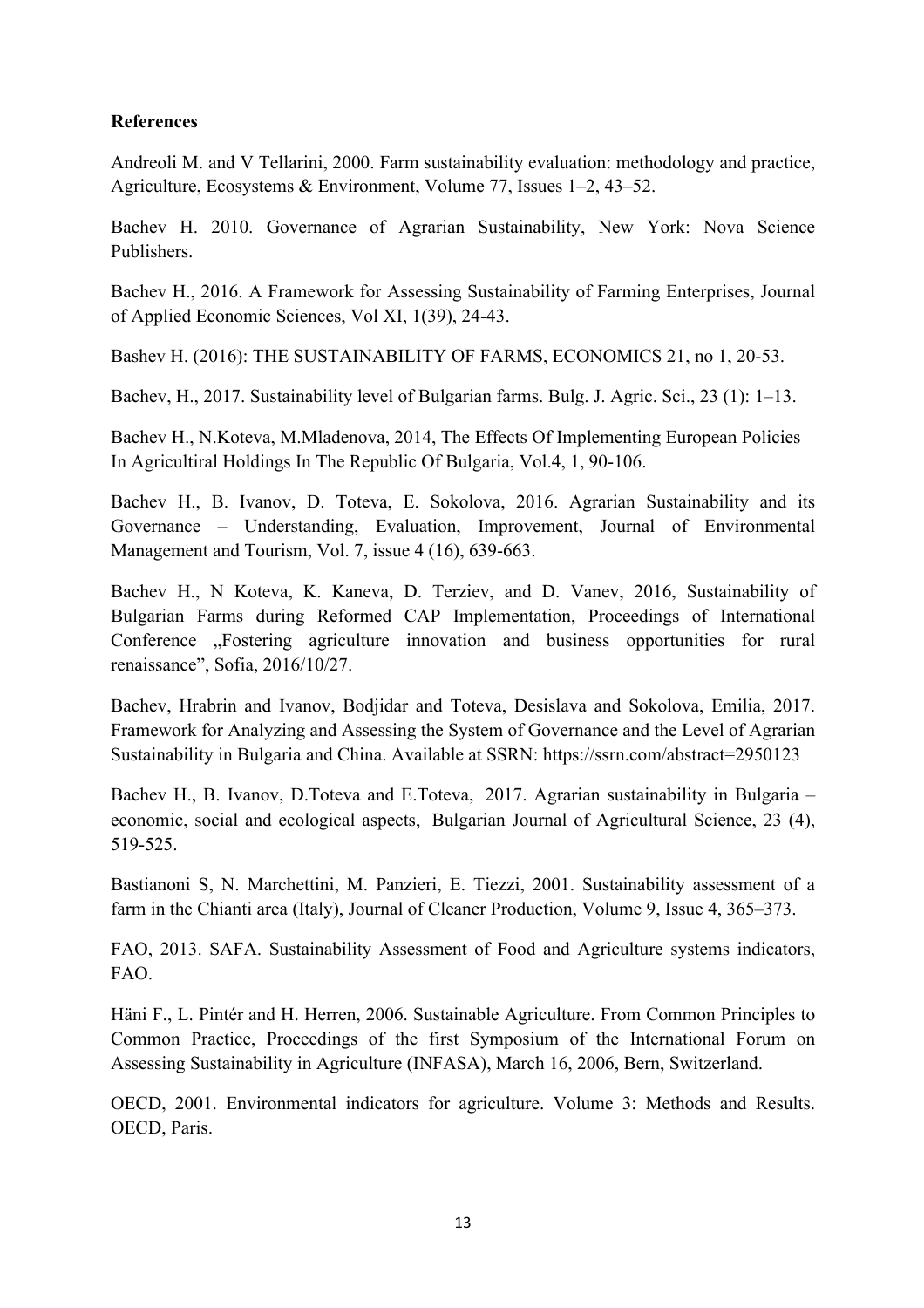**References**

Andreoli M. and V Tellarini, 2000. Farm sustainability evaluation: methodology and practice, Agriculture, Ecosystems & Environment, Volume 77, Issues 1–2, 43–52.

Bachev H. 2010. Governance of Agrarian Sustainability, New York: Nova Science Publishers.

Bachev H., 2016. A Framework for Assessing Sustainability of Farming Enterprises, Journal of Applied Economic Sciences, Vol XI, 1(39), 24-43.

Bashev H. (2016): THE SUSTAINABILITY OF FARMS, ECONOMICS 21, no 1, 20-53.

Bachev, H., 2017. Sustainability level of Bulgarian farms. Bulg. J. Agric. Sci., 23 (1): 1–13.

Bachev H., N.Koteva, M.Mladenova, 2014, The Effects Of Implementing European Policies In Agricultiral Holdings In The Republic Of Bulgaria, Vol.4, 1, 90-106.

Bachev H., B. Ivanov, D. Toteva, E. Sokolova, 2016. Agrarian Sustainability and its Governance – Understanding, Evaluation, Improvement, Journal of Environmental Management and Tourism, Vol. 7, issue 4 (16), 639-663.

Bachev H., N Koteva, K. Kaneva, D. Terziev, and D. Vanev, 2016, Sustainability of Bulgarian Farms during Reformed CAP Implementation, Proceedings of International Conference „Fostering agriculture innovation and business opportunities for rural renaissance", Sofia, 2016/10/27.

Bachev, Hrabrin and Ivanov, Bodjidar and Toteva, Desislava and Sokolova, Emilia, 2017. Framework for Analyzing and Assessing the System of Governance and the Level of Agrarian Sustainability in Bulgaria and China. Available at SSRN: https://ssrn.com/abstract=2950123

Bachev H., B. Ivanov, D.Toteva and E.Toteva, 2017. Agrarian sustainability in Bulgaria – economic, social and ecological aspects, Bulgarian Journal of Agricultural Science, 23 (4), 519-525.

Bastianoni S, N. Marchettini, M. Panzieri, E. Tiezzi, 2001. Sustainability assessment of a farm in the Chianti area (Italy), Journal of Cleaner Production, Volume 9, Issue 4, 365–373.

FAO, 2013. SAFA. Sustainability Assessment of Food and Agriculture systems indicators, FAO.

Häni F., L. Pintér and H. Herren, 2006. Sustainable Agriculture. From Common Principles to Common Practice, Proceedings of the first Symposium of the International Forum on Assessing Sustainability in Agriculture (INFASA), March 16, 2006, Bern, Switzerland.

OECD, 2001. Environmental indicators for agriculture. Volume 3: Methods and Results. OECD, Paris.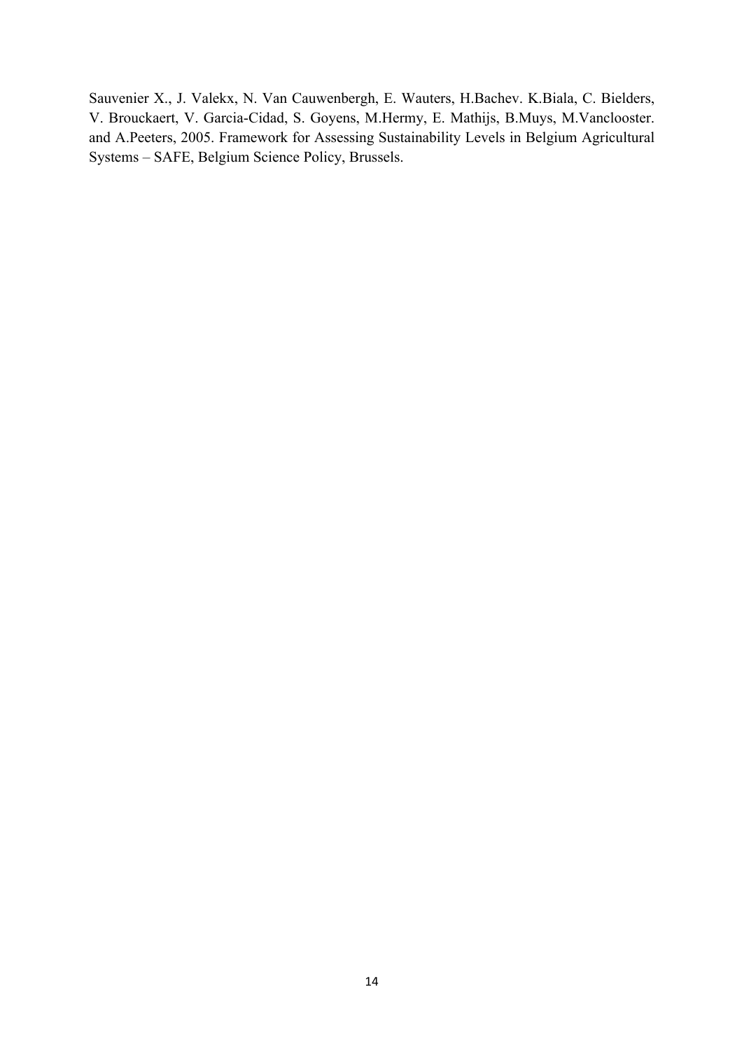Sauvenier X., J. Valekx, N. Van Cauwenbergh, E. Wauters, H.Bachev. K.Biala, C. Bielders, V. Brouckaert, V. Garcia-Cidad, S. Goyens, M.Hermy, E. Mathijs, B.Muys, M.Vanclooster. and A.Peeters, 2005. Framework for Assessing Sustainability Levels in Belgium Agricultural Systems – SAFE, Belgium Science Policy, Brussels.